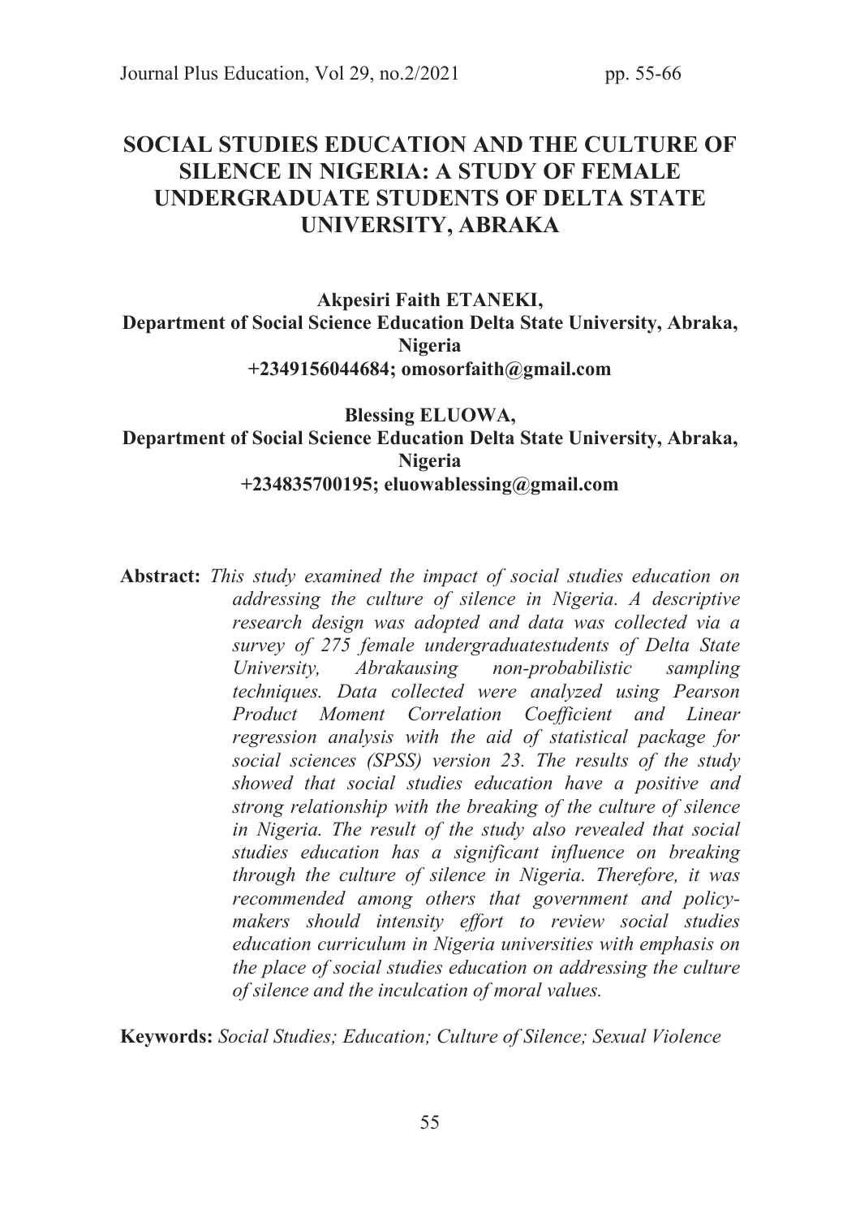# SOCIAL STUDIES EDUCATION AND THE CULTURE OF SILENCE IN NIGERIA: A STUDY OF FEMALE UNDERGRADUATE STUDENTS OF DELTA STATE UNIVERSITY, ABRAKA

**Akpesiri Faith ETANEKI,**
**Department of Social Science Education Delta State University, Abraka, Nigeria**
**+2349156044684; omosorfaith@gmail.com**

**Blessing ELUOWA,**
**Department of Social Science Education Delta State University, Abraka, Nigeria**
**+234835700195; eluowablessing@gmail.com**

**Abstract:** *This study examined the impact of social studies education on addressing the culture of silence in Nigeria. A descriptive research design was adopted and data was collected via a survey of 275 female undergraduatestudents of Delta State University, Abrakausing non-probabilistic sampling techniques. Data collected were analyzed using Pearson Product Moment Correlation Coefficient and Linear regression analysis with the aid of statistical package for social sciences (SPSS) version 23. The results of the study showed that social studies education have a positive and strong relationship with the breaking of the culture of silence in Nigeria. The result of the study also revealed that social studies education has a significant influence on breaking through the culture of silence in Nigeria. Therefore, it was recommended among others that government and policy-makers should intensity effort to review social studies education curriculum in Nigeria universities with emphasis on the place of social studies education on addressing the culture of silence and the inculcation of moral values.*

**Keywords:** *Social Studies; Education; Culture of Silence; Sexual Violence*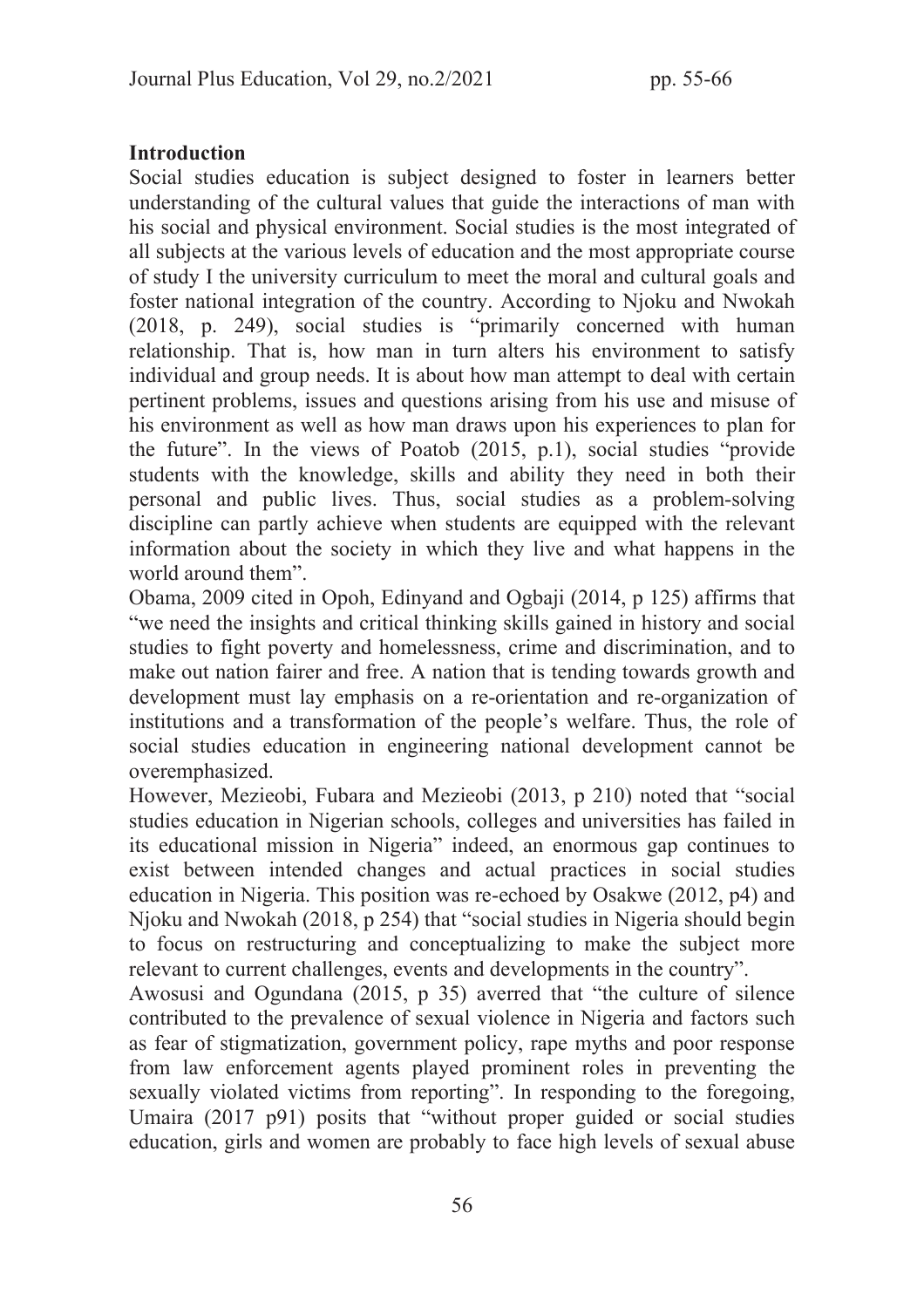**Introduction**

Social studies education is subject designed to foster in learners better understanding of the cultural values that guide the interactions of man with his social and physical environment. Social studies is the most integrated of all subjects at the various levels of education and the most appropriate course of study I the university curriculum to meet the moral and cultural goals and foster national integration of the country. According to Njoku and Nwokah (2018, p. 249), social studies is "primarily concerned with human relationship. That is, how man in turn alters his environment to satisfy individual and group needs. It is about how man attempt to deal with certain pertinent problems, issues and questions arising from his use and misuse of his environment as well as how man draws upon his experiences to plan for the future". In the views of Poatob (2015, p.1), social studies "provide students with the knowledge, skills and ability they need in both their personal and public lives. Thus, social studies as a problem-solving discipline can partly achieve when students are equipped with the relevant information about the society in which they live and what happens in the world around them".

Obama, 2009 cited in Opoh, Edinyand and Ogbaji (2014, p 125) affirms that "we need the insights and critical thinking skills gained in history and social studies to fight poverty and homelessness, crime and discrimination, and to make out nation fairer and free. A nation that is tending towards growth and development must lay emphasis on a re-orientation and re-organization of institutions and a transformation of the people's welfare. Thus, the role of social studies education in engineering national development cannot be overemphasized.

However, Mezieobi, Fubara and Mezieobi (2013, p 210) noted that "social studies education in Nigerian schools, colleges and universities has failed in its educational mission in Nigeria" indeed, an enormous gap continues to exist between intended changes and actual practices in social studies education in Nigeria. This position was re-echoed by Osakwe (2012, p4) and Njoku and Nwokah (2018, p 254) that "social studies in Nigeria should begin to focus on restructuring and conceptualizing to make the subject more relevant to current challenges, events and developments in the country".

Awosusi and Ogundana (2015, p 35) averred that "the culture of silence contributed to the prevalence of sexual violence in Nigeria and factors such as fear of stigmatization, government policy, rape myths and poor response from law enforcement agents played prominent roles in preventing the sexually violated victims from reporting". In responding to the foregoing, Umaira (2017 p91) posits that "without proper guided or social studies education, girls and women are probably to face high levels of sexual abuse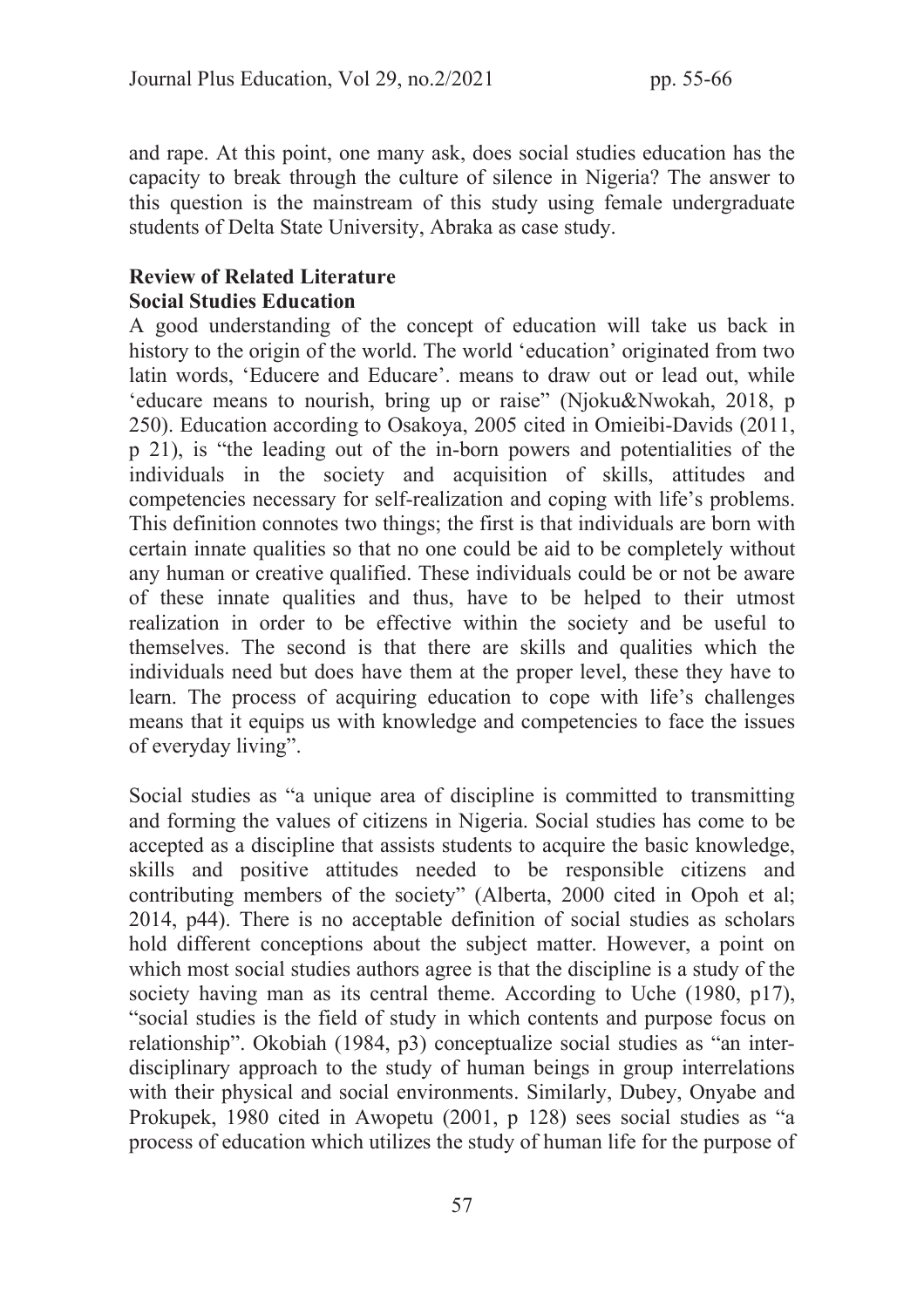and rape. At this point, one many ask, does social studies education has the capacity to break through the culture of silence in Nigeria? The answer to this question is the mainstream of this study using female undergraduate students of Delta State University, Abraka as case study.

## Review of Related Literature

### Social Studies Education

A good understanding of the concept of education will take us back in history to the origin of the world. The world 'education' originated from two latin words, 'Educere and Educare'. means to draw out or lead out, while 'educare means to nourish, bring up or raise" (Njoku&Nwokah, 2018, p 250). Education according to Osakoya, 2005 cited in Omieibi-Davids (2011, p 21), is "the leading out of the in-born powers and potentialities of the individuals in the society and acquisition of skills, attitudes and competencies necessary for self-realization and coping with life's problems. This definition connotes two things; the first is that individuals are born with certain innate qualities so that no one could be aid to be completely without any human or creative qualified. These individuals could be or not be aware of these innate qualities and thus, have to be helped to their utmost realization in order to be effective within the society and be useful to themselves. The second is that there are skills and qualities which the individuals need but does have them at the proper level, these they have to learn. The process of acquiring education to cope with life's challenges means that it equips us with knowledge and competencies to face the issues of everyday living".

Social studies as "a unique area of discipline is committed to transmitting and forming the values of citizens in Nigeria. Social studies has come to be accepted as a discipline that assists students to acquire the basic knowledge, skills and positive attitudes needed to be responsible citizens and contributing members of the society" (Alberta, 2000 cited in Opoh et al; 2014, p44). There is no acceptable definition of social studies as scholars hold different conceptions about the subject matter. However, a point on which most social studies authors agree is that the discipline is a study of the society having man as its central theme. According to Uche (1980, p17), "social studies is the field of study in which contents and purpose focus on relationship". Okobiah (1984, p3) conceptualize social studies as "an inter-disciplinary approach to the study of human beings in group interrelations with their physical and social environments. Similarly, Dubey, Onyabe and Prokupek, 1980 cited in Awopetu (2001, p 128) sees social studies as "a process of education which utilizes the study of human life for the purpose of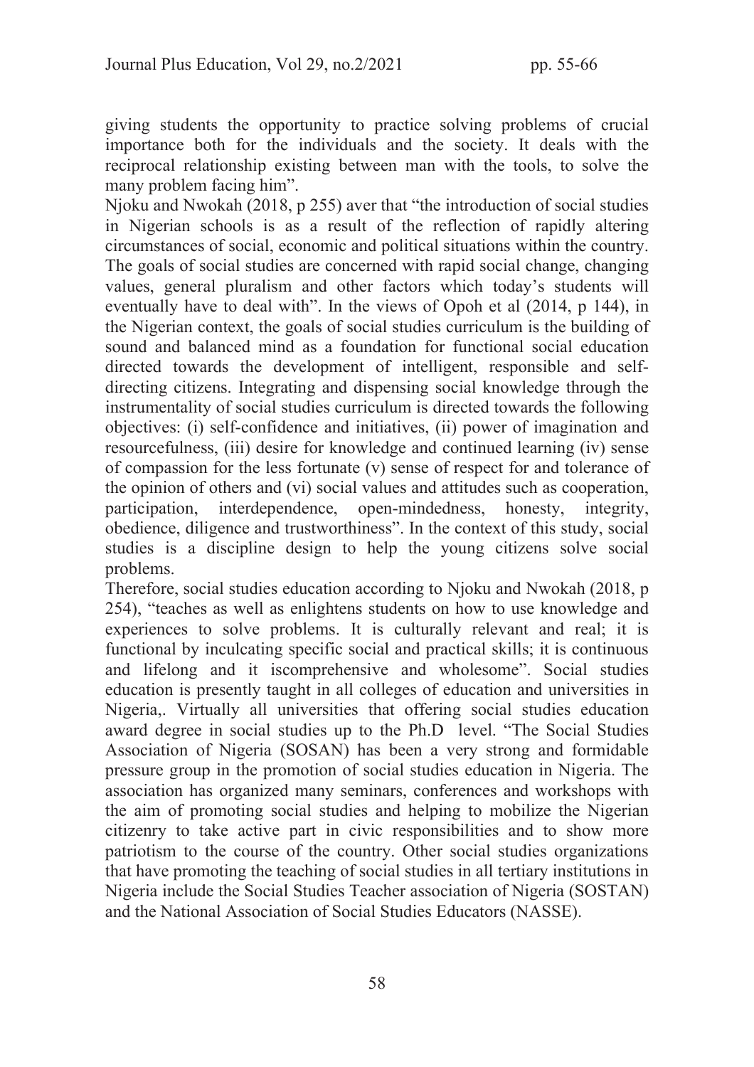giving students the opportunity to practice solving problems of crucial importance both for the individuals and the society. It deals with the reciprocal relationship existing between man with the tools, to solve the many problem facing him".

Njoku and Nwokah (2018, p 255) aver that "the introduction of social studies in Nigerian schools is as a result of the reflection of rapidly altering circumstances of social, economic and political situations within the country. The goals of social studies are concerned with rapid social change, changing values, general pluralism and other factors which today's students will eventually have to deal with". In the views of Opoh et al (2014, p 144), in the Nigerian context, the goals of social studies curriculum is the building of sound and balanced mind as a foundation for functional social education directed towards the development of intelligent, responsible and self-directing citizens. Integrating and dispensing social knowledge through the instrumentality of social studies curriculum is directed towards the following objectives: (i) self-confidence and initiatives, (ii) power of imagination and resourcefulness, (iii) desire for knowledge and continued learning (iv) sense of compassion for the less fortunate (v) sense of respect for and tolerance of the opinion of others and (vi) social values and attitudes such as cooperation, participation, interdependence, open-mindedness, honesty, integrity, obedience, diligence and trustworthiness". In the context of this study, social studies is a discipline design to help the young citizens solve social problems.

Therefore, social studies education according to Njoku and Nwokah (2018, p 254), "teaches as well as enlightens students on how to use knowledge and experiences to solve problems. It is culturally relevant and real; it is functional by inculcating specific social and practical skills; it is continuous and lifelong and it iscomprehensive and wholesome". Social studies education is presently taught in all colleges of education and universities in Nigeria,. Virtually all universities that offering social studies education award degree in social studies up to the Ph.D level. "The Social Studies Association of Nigeria (SOSAN) has been a very strong and formidable pressure group in the promotion of social studies education in Nigeria. The association has organized many seminars, conferences and workshops with the aim of promoting social studies and helping to mobilize the Nigerian citizenry to take active part in civic responsibilities and to show more patriotism to the course of the country. Other social studies organizations that have promoting the teaching of social studies in all tertiary institutions in Nigeria include the Social Studies Teacher association of Nigeria (SOSTAN) and the National Association of Social Studies Educators (NASSE).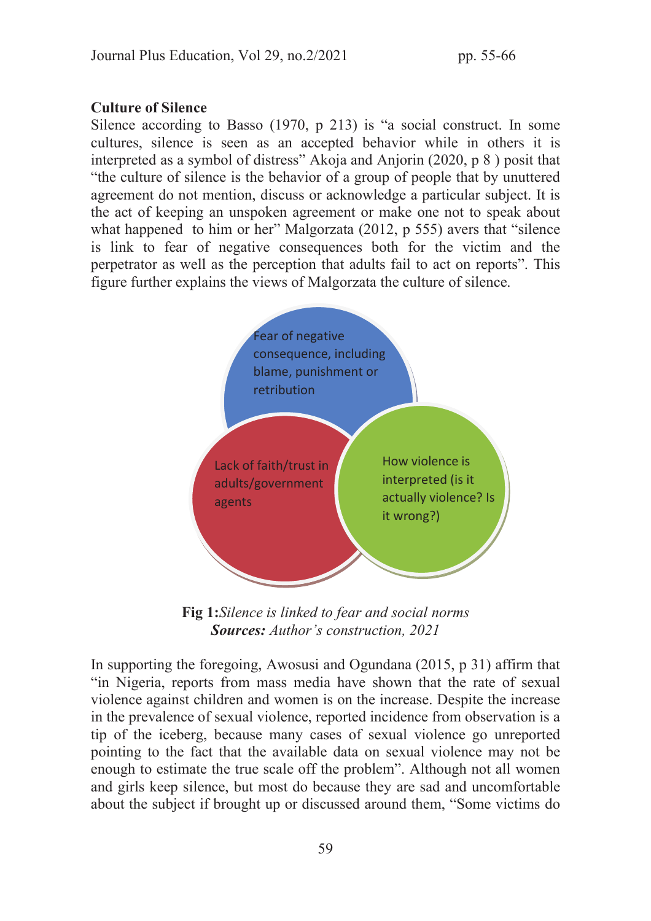**Culture of Silence**

Silence according to Basso (1970, p 213) is "a social construct. In some cultures, silence is seen as an accepted behavior while in others it is interpreted as a symbol of distress" Akoja and Anjorin (2020, p 8 ) posit that "the culture of silence is the behavior of a group of people that by unuttered agreement do not mention, discuss or acknowledge a particular subject. It is the act of keeping an unspoken agreement or make one not to speak about what happened to him or her" Malgorzata (2012, p 555) avers that "silence is link to fear of negative consequences both for the victim and the perpetrator as well as the perception that adults fail to act on reports". This figure further explains the views of Malgorzata the culture of silence.

Fear of negative consequence, including blame, punishment or retribution

Lack of faith/trust in adults/government agents

How violence is interpreted (is it actually violence? Is it wrong?)

**Fig 1:** *Silence is linked to fear and social norms*
***Sources:*** *Author's construction, 2021*

In supporting the foregoing, Awosusi and Ogundana (2015, p 31) affirm that "in Nigeria, reports from mass media have shown that the rate of sexual violence against children and women is on the increase. Despite the increase in the prevalence of sexual violence, reported incidence from observation is a tip of the iceberg, because many cases of sexual violence go unreported pointing to the fact that the available data on sexual violence may not be enough to estimate the true scale off the problem". Although not all women and girls keep silence, but most do because they are sad and uncomfortable about the subject if brought up or discussed around them, "Some victims do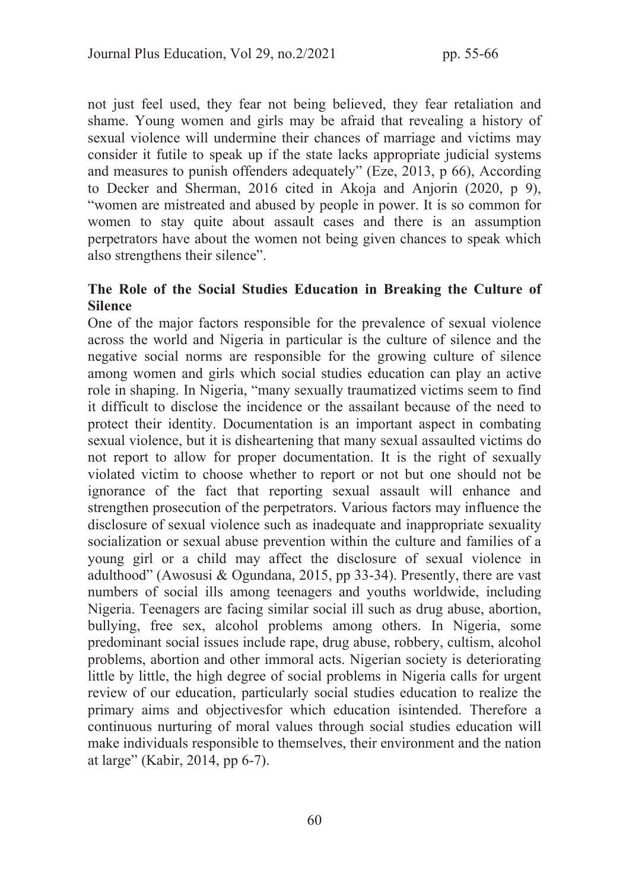not just feel used, they fear not being believed, they fear retaliation and shame. Young women and girls may be afraid that revealing a history of sexual violence will undermine their chances of marriage and victims may consider it futile to speak up if the state lacks appropriate judicial systems and measures to punish offenders adequately" (Eze, 2013, p 66), According to Decker and Sherman, 2016 cited in Akoja and Anjorin (2020, p 9), "women are mistreated and abused by people in power. It is so common for women to stay quite about assault cases and there is an assumption perpetrators have about the women not being given chances to speak which also strengthens their silence".

## The Role of the Social Studies Education in Breaking the Culture of Silence

One of the major factors responsible for the prevalence of sexual violence across the world and Nigeria in particular is the culture of silence and the negative social norms are responsible for the growing culture of silence among women and girls which social studies education can play an active role in shaping. In Nigeria, "many sexually traumatized victims seem to find it difficult to disclose the incidence or the assailant because of the need to protect their identity. Documentation is an important aspect in combating sexual violence, but it is disheartening that many sexual assaulted victims do not report to allow for proper documentation. It is the right of sexually violated victim to choose whether to report or not but one should not be ignorance of the fact that reporting sexual assault will enhance and strengthen prosecution of the perpetrators. Various factors may influence the disclosure of sexual violence such as inadequate and inappropriate sexuality socialization or sexual abuse prevention within the culture and families of a young girl or a child may affect the disclosure of sexual violence in adulthood" (Awosusi & Ogundana, 2015, pp 33-34). Presently, there are vast numbers of social ills among teenagers and youths worldwide, including Nigeria. Teenagers are facing similar social ill such as drug abuse, abortion, bullying, free sex, alcohol problems among others. In Nigeria, some predominant social issues include rape, drug abuse, robbery, cultism, alcohol problems, abortion and other immoral acts. Nigerian society is deteriorating little by little, the high degree of social problems in Nigeria calls for urgent review of our education, particularly social studies education to realize the primary aims and objectivesfor which education isintended. Therefore a continuous nurturing of moral values through social studies education will make individuals responsible to themselves, their environment and the nation at large" (Kabir, 2014, pp 6-7).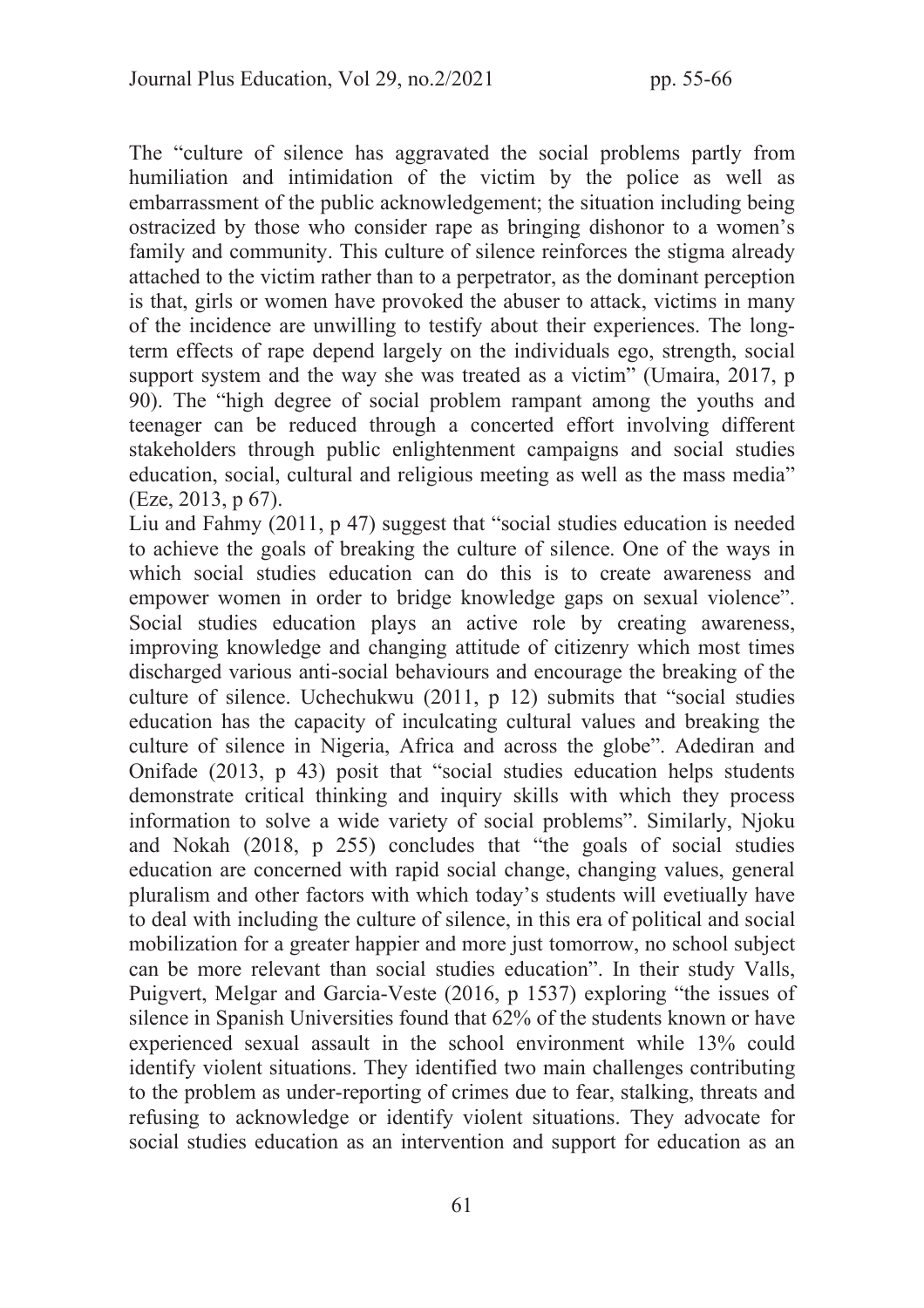The "culture of silence has aggravated the social problems partly from humiliation and intimidation of the victim by the police as well as embarrassment of the public acknowledgement; the situation including being ostracized by those who consider rape as bringing dishonor to a women's family and community. This culture of silence reinforces the stigma already attached to the victim rather than to a perpetrator, as the dominant perception is that, girls or women have provoked the abuser to attack, victims in many of the incidence are unwilling to testify about their experiences. The long-term effects of rape depend largely on the individuals ego, strength, social support system and the way she was treated as a victim" (Umaira, 2017, p 90). The "high degree of social problem rampant among the youths and teenager can be reduced through a concerted effort involving different stakeholders through public enlightenment campaigns and social studies education, social, cultural and religious meeting as well as the mass media" (Eze, 2013, p 67).

Liu and Fahmy (2011, p 47) suggest that "social studies education is needed to achieve the goals of breaking the culture of silence. One of the ways in which social studies education can do this is to create awareness and empower women in order to bridge knowledge gaps on sexual violence". Social studies education plays an active role by creating awareness, improving knowledge and changing attitude of citizenry which most times discharged various anti-social behaviours and encourage the breaking of the culture of silence. Uchechukwu (2011, p 12) submits that "social studies education has the capacity of inculcating cultural values and breaking the culture of silence in Nigeria, Africa and across the globe". Adediran and Onifade (2013, p 43) posit that "social studies education helps students demonstrate critical thinking and inquiry skills with which they process information to solve a wide variety of social problems". Similarly, Njoku and Nokah (2018, p 255) concludes that "the goals of social studies education are concerned with rapid social change, changing values, general pluralism and other factors with which today's students will evetiually have to deal with including the culture of silence, in this era of political and social mobilization for a greater happier and more just tomorrow, no school subject can be more relevant than social studies education". In their study Valls, Puigvert, Melgar and Garcia-Veste (2016, p 1537) exploring "the issues of silence in Spanish Universities found that 62% of the students known or have experienced sexual assault in the school environment while 13% could identify violent situations. They identified two main challenges contributing to the problem as under-reporting of crimes due to fear, stalking, threats and refusing to acknowledge or identify violent situations. They advocate for social studies education as an intervention and support for education as an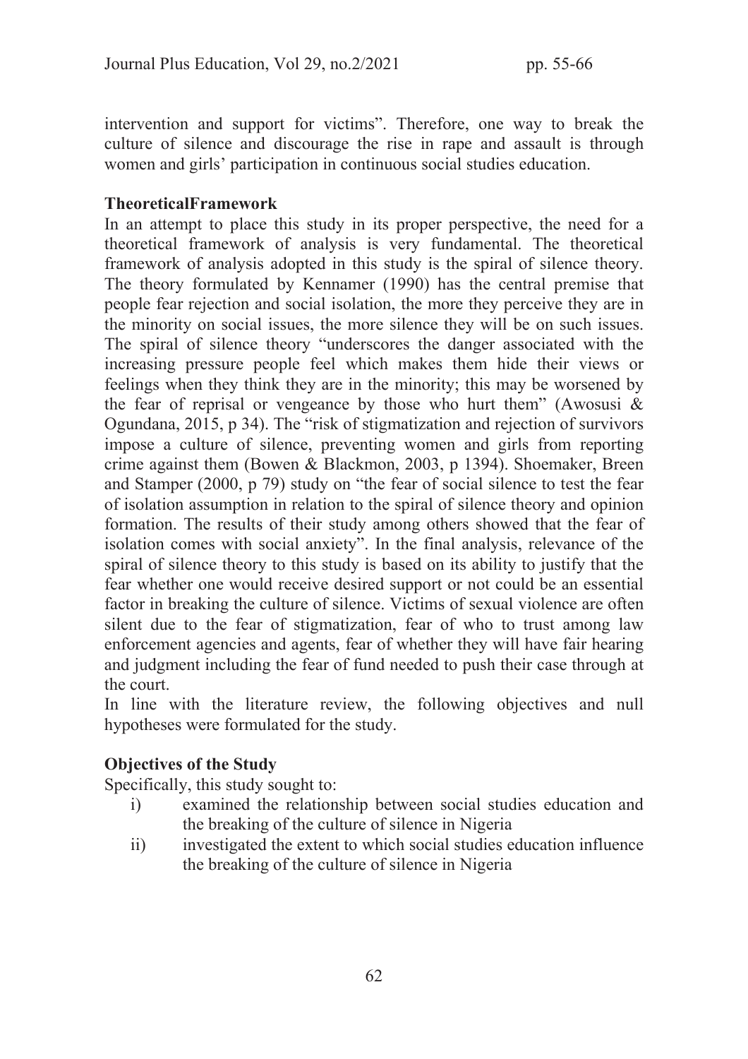intervention and support for victims". Therefore, one way to break the culture of silence and discourage the rise in rape and assault is through women and girls' participation in continuous social studies education.

**TheoreticalFramework**

In an attempt to place this study in its proper perspective, the need for a theoretical framework of analysis is very fundamental. The theoretical framework of analysis adopted in this study is the spiral of silence theory. The theory formulated by Kennamer (1990) has the central premise that people fear rejection and social isolation, the more they perceive they are in the minority on social issues, the more silence they will be on such issues. The spiral of silence theory "underscores the danger associated with the increasing pressure people feel which makes them hide their views or feelings when they think they are in the minority; this may be worsened by the fear of reprisal or vengeance by those who hurt them" (Awosusi & Ogundana, 2015, p 34). The "risk of stigmatization and rejection of survivors impose a culture of silence, preventing women and girls from reporting crime against them (Bowen & Blackmon, 2003, p 1394). Shoemaker, Breen and Stamper (2000, p 79) study on "the fear of social silence to test the fear of isolation assumption in relation to the spiral of silence theory and opinion formation. The results of their study among others showed that the fear of isolation comes with social anxiety". In the final analysis, relevance of the spiral of silence theory to this study is based on its ability to justify that the fear whether one would receive desired support or not could be an essential factor in breaking the culture of silence. Victims of sexual violence are often silent due to the fear of stigmatization, fear of who to trust among law enforcement agencies and agents, fear of whether they will have fair hearing and judgment including the fear of fund needed to push their case through at the court.

In line with the literature review, the following objectives and null hypotheses were formulated for the study.

**Objectives of the Study**

Specifically, this study sought to:

i) examined the relationship between social studies education and the breaking of the culture of silence in Nigeria
ii) investigated the extent to which social studies education influence the breaking of the culture of silence in Nigeria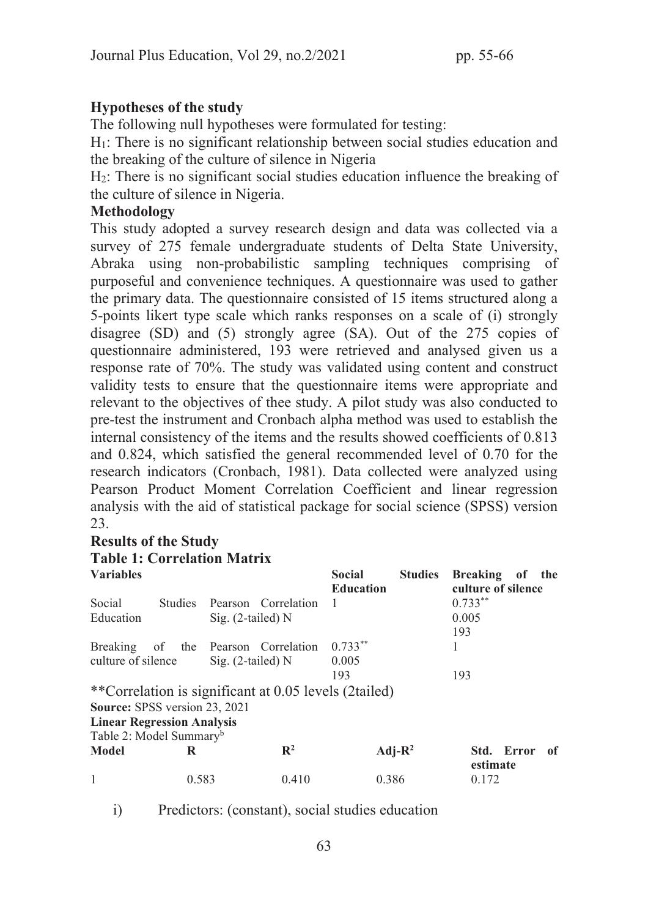**Hypotheses of the study**

The following null hypotheses were formulated for testing:

$H_1$: There is no significant relationship between social studies education and the breaking of the culture of silence in Nigeria

$H_2$: There is no significant social studies education influence the breaking of the culture of silence in Nigeria.

**Methodology**

This study adopted a survey research design and data was collected via a survey of 275 female undergraduate students of Delta State University, Abraka using non-probabilistic sampling techniques comprising of purposeful and convenience techniques. A questionnaire was used to gather the primary data. The questionnaire consisted of 15 items structured along a 5-points likert type scale which ranks responses on a scale of (i) strongly disagree (SD) and (5) strongly agree (SA). Out of the 275 copies of questionnaire administered, 193 were retrieved and analysed given us a response rate of 70%. The study was validated using content and construct validity tests to ensure that the questionnaire items were appropriate and relevant to the objectives of thee study. A pilot study was also conducted to pre-test the instrument and Cronbach alpha method was used to establish the internal consistency of the items and the results showed coefficients of 0.813 and 0.824, which satisfied the general recommended level of 0.70 for the research indicators (Cronbach, 1981). Data collected were analyzed using Pearson Product Moment Correlation Coefficient and linear regression analysis with the aid of statistical package for social science (SPSS) version 23.

**Results of the Study**

**Table 1: Correlation Matrix**

| Variables | | Social Studies Education | Breaking of the culture of silence |
|---|---|---|---|
| Social Studies Education | Pearson Correlation<br>Sig. (2-tailed) N | 1 | 0.733**<br>0.005<br>193 |
| Breaking of the culture of silence | Pearson Correlation<br>Sig. (2-tailed) N | 0.733**<br>0.005<br>193 | 1<br><br>193 |

**Correlation is significant at 0.05 levels (2tailed)

**Source:** SPSS version 23, 2021

**Linear Regression Analysis**

Table 2: Model Summary[b]

| Model | R | $R^2$ | Adj-$R^2$ | Std. Error of estimate |
|---|---|---|---|---|
| 1 | 0.583 | 0.410 | 0.386 | 0.172 |

i) Predictors: (constant), social studies education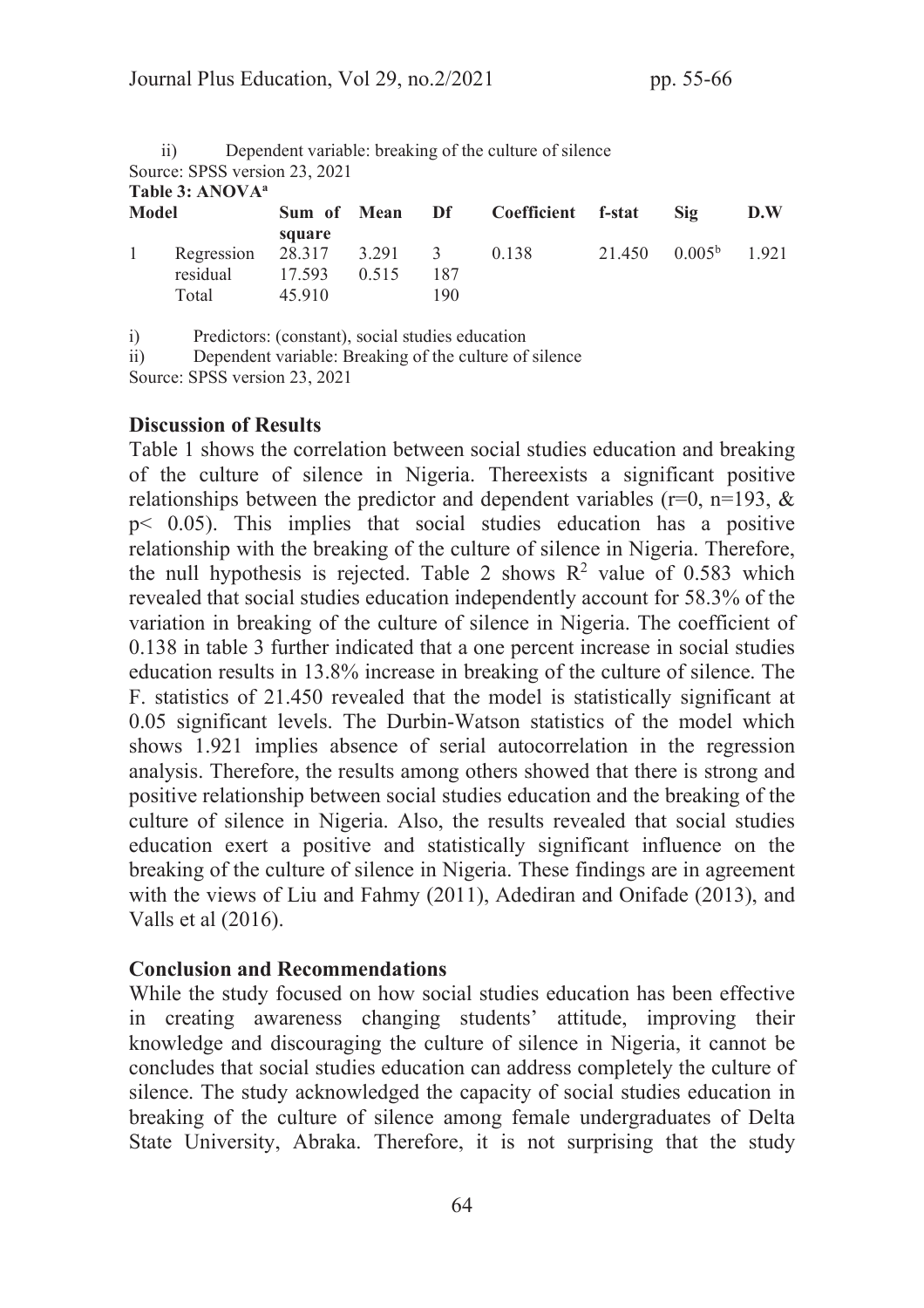ii) Dependent variable: breaking of the culture of silence

Source: SPSS version 23, 2021

**Table 3: ANOVA[a]**

| Model | | Sum of square | Mean | Df | Coefficient | f-stat | Sig | D.W |
|---|---|---|---|---|---|---|---|---|
| 1 | Regression | 28.317 | 3.291 | 3 | 0.138 | 21.450 | 0.005[b] | 1.921 |
| | residual | 17.593 | 0.515 | 187 | | | | |
| | Total | 45.910 | | 190 | | | | |

i) Predictors: (constant), social studies education

ii) Dependent variable: Breaking of the culture of silence

Source: SPSS version 23, 2021

## Discussion of Results

Table 1 shows the correlation between social studies education and breaking of the culture of silence in Nigeria. Thereexists a significant positive relationships between the predictor and dependent variables ($r=0$, $n=193$, & $p< 0.05$). This implies that social studies education has a positive relationship with the breaking of the culture of silence in Nigeria. Therefore, the null hypothesis is rejected. Table 2 shows $R^2$ value of 0.583 which revealed that social studies education independently account for 58.3% of the variation in breaking of the culture of silence in Nigeria. The coefficient of 0.138 in table 3 further indicated that a one percent increase in social studies education results in 13.8% increase in breaking of the culture of silence. The F. statistics of 21.450 revealed that the model is statistically significant at 0.05 significant levels. The Durbin-Watson statistics of the model which shows 1.921 implies absence of serial autocorrelation in the regression analysis. Therefore, the results among others showed that there is strong and positive relationship between social studies education and the breaking of the culture of silence in Nigeria. Also, the results revealed that social studies education exert a positive and statistically significant influence on the breaking of the culture of silence in Nigeria. These findings are in agreement with the views of Liu and Fahmy (2011), Adediran and Onifade (2013), and Valls et al (2016).

## Conclusion and Recommendations

While the study focused on how social studies education has been effective in creating awareness changing students' attitude, improving their knowledge and discouraging the culture of silence in Nigeria, it cannot be concludes that social studies education can address completely the culture of silence. The study acknowledged the capacity of social studies education in breaking of the culture of silence among female undergraduates of Delta State University, Abraka. Therefore, it is not surprising that the study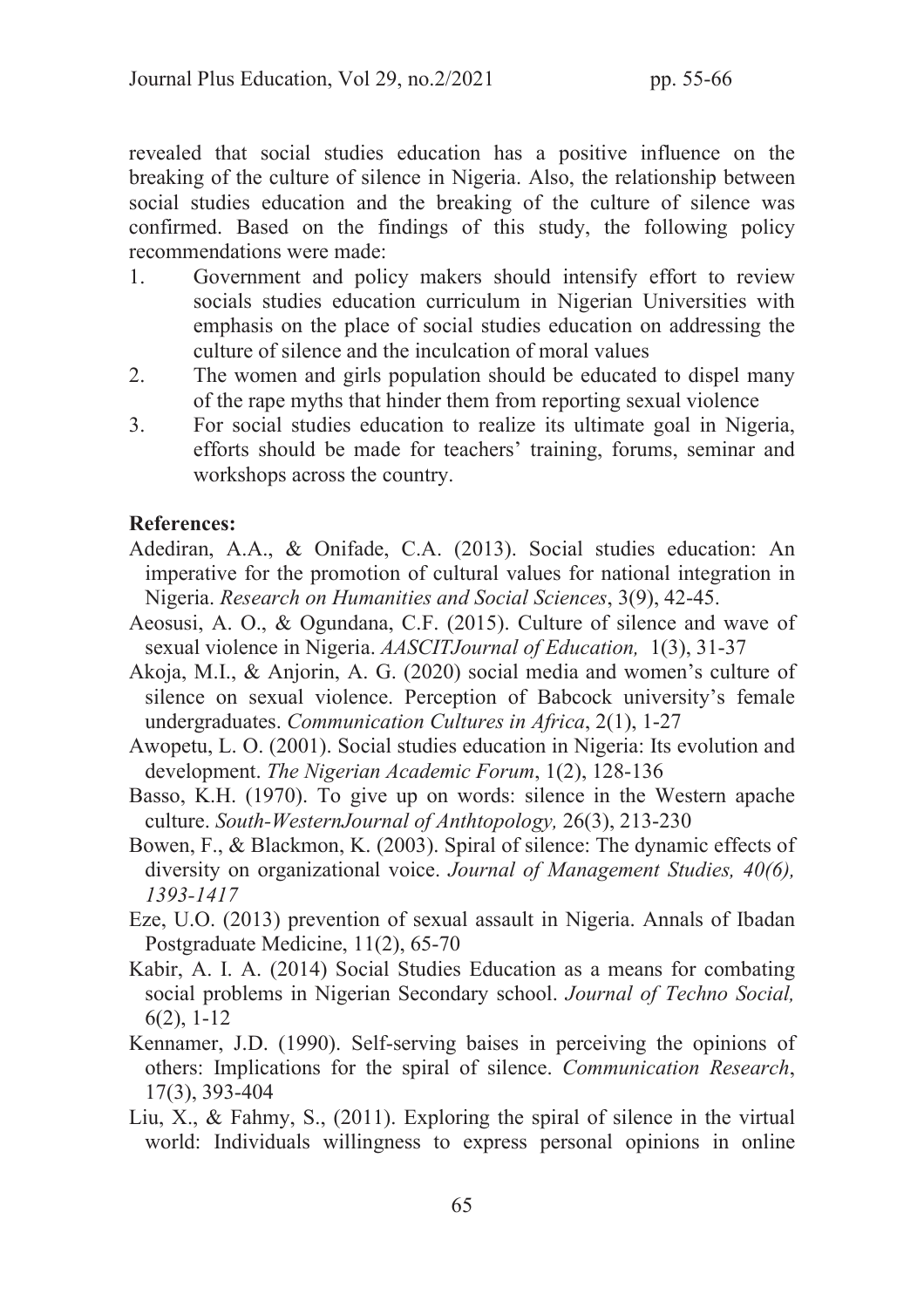revealed that social studies education has a positive influence on the breaking of the culture of silence in Nigeria. Also, the relationship between social studies education and the breaking of the culture of silence was confirmed. Based on the findings of this study, the following policy recommendations were made:

1. Government and policy makers should intensify effort to review socials studies education curriculum in Nigerian Universities with emphasis on the place of social studies education on addressing the culture of silence and the inculcation of moral values
2. The women and girls population should be educated to dispel many of the rape myths that hinder them from reporting sexual violence
3. For social studies education to realize its ultimate goal in Nigeria, efforts should be made for teachers' training, forums, seminar and workshops across the country.

**References:**

Adediran, A.A., & Onifade, C.A. (2013). Social studies education: An imperative for the promotion of cultural values for national integration in Nigeria. *Research on Humanities and Social Sciences*, 3(9), 42-45.

Aeosusi, A. O., & Ogundana, C.F. (2015). Culture of silence and wave of sexual violence in Nigeria. *AASCITJournal of Education,* 1(3), 31-37

Akoja, M.I., & Anjorin, A. G. (2020) social media and women's culture of silence on sexual violence. Perception of Babcock university's female undergraduates. *Communication Cultures in Africa*, 2(1), 1-27

Awopetu, L. O. (2001). Social studies education in Nigeria: Its evolution and development. *The Nigerian Academic Forum*, 1(2), 128-136

Basso, K.H. (1970). To give up on words: silence in the Western apache culture. *South-WesternJournal of Anthtopology,* 26(3), 213-230

Bowen, F., & Blackmon, K. (2003). Spiral of silence: The dynamic effects of diversity on organizational voice. *Journal of Management Studies, 40(6), 1393-1417*

Eze, U.O. (2013) prevention of sexual assault in Nigeria. Annals of Ibadan Postgraduate Medicine, 11(2), 65-70

Kabir, A. I. A. (2014) Social Studies Education as a means for combating social problems in Nigerian Secondary school. *Journal of Techno Social,* 6(2), 1-12

Kennamer, J.D. (1990). Self-serving baises in perceiving the opinions of others: Implications for the spiral of silence. *Communication Research*, 17(3), 393-404

Liu, X., & Fahmy, S., (2011). Exploring the spiral of silence in the virtual world: Individuals willingness to express personal opinions in online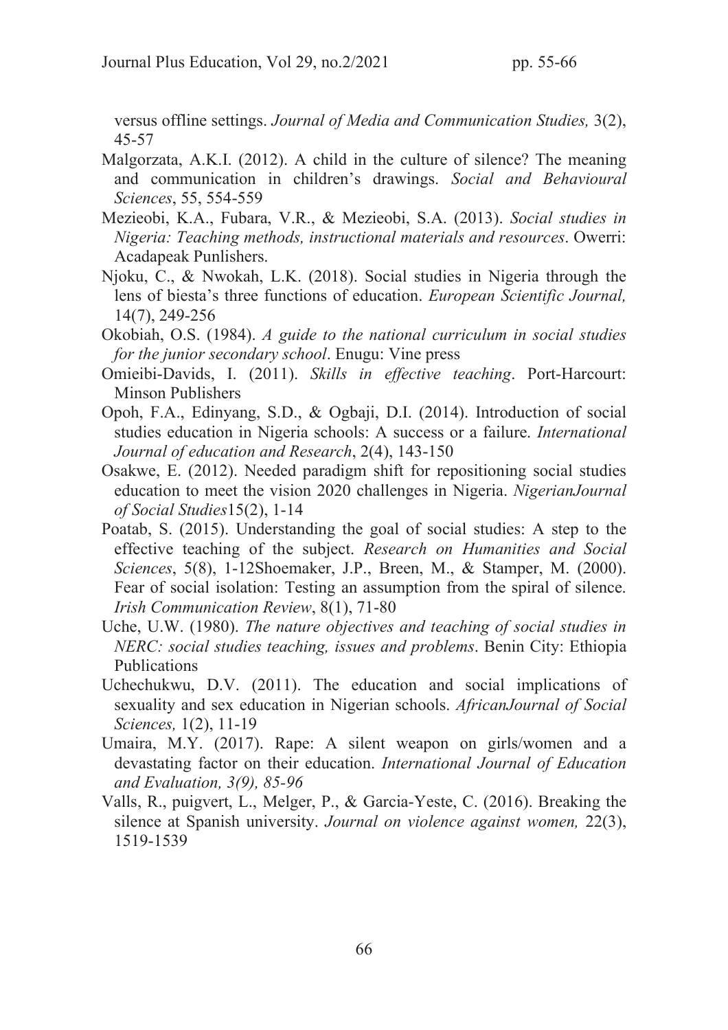versus offline settings. *Journal of Media and Communication Studies,* 3(2), 45-57

Malgorzata, A.K.I. (2012). A child in the culture of silence? The meaning and communication in children's drawings. *Social and Behavioural Sciences*, 55, 554-559

Mezieobi, K.A., Fubara, V.R., & Mezieobi, S.A. (2013). *Social studies in Nigeria: Teaching methods, instructional materials and resources*. Owerri: Acadapeak Punlishers.

Njoku, C., & Nwokah, L.K. (2018). Social studies in Nigeria through the lens of biesta's three functions of education. *European Scientific Journal,* 14(7), 249-256

Okobiah, O.S. (1984). *A guide to the national curriculum in social studies for the junior secondary school*. Enugu: Vine press

Omieibi-Davids, I. (2011). *Skills in effective teaching*. Port-Harcourt: Minson Publishers

Opoh, F.A., Edinyang, S.D., & Ogbaji, D.I. (2014). Introduction of social studies education in Nigeria schools: A success or a failure. *International Journal of education and Research*, 2(4), 143-150

Osakwe, E. (2012). Needed paradigm shift for repositioning social studies education to meet the vision 2020 challenges in Nigeria. *NigerianJournal of Social Studies*15(2), 1-14

Poatab, S. (2015). Understanding the goal of social studies: A step to the effective teaching of the subject. *Research on Humanities and Social Sciences*, 5(8), 1-12Shoemaker, J.P., Breen, M., & Stamper, M. (2000). Fear of social isolation: Testing an assumption from the spiral of silence. *Irish Communication Review*, 8(1), 71-80

Uche, U.W. (1980). *The nature objectives and teaching of social studies in NERC: social studies teaching, issues and problems*. Benin City: Ethiopia Publications

Uchechukwu, D.V. (2011). The education and social implications of sexuality and sex education in Nigerian schools. *AfricanJournal of Social Sciences,* 1(2), 11-19

Umaira, M.Y. (2017). Rape: A silent weapon on girls/women and a devastating factor on their education. *International Journal of Education and Evaluation, 3(9), 85-96*

Valls, R., puigvert, L., Melger, P., & Garcia-Yeste, C. (2016). Breaking the silence at Spanish university. *Journal on violence against women,* 22(3), 1519-1539